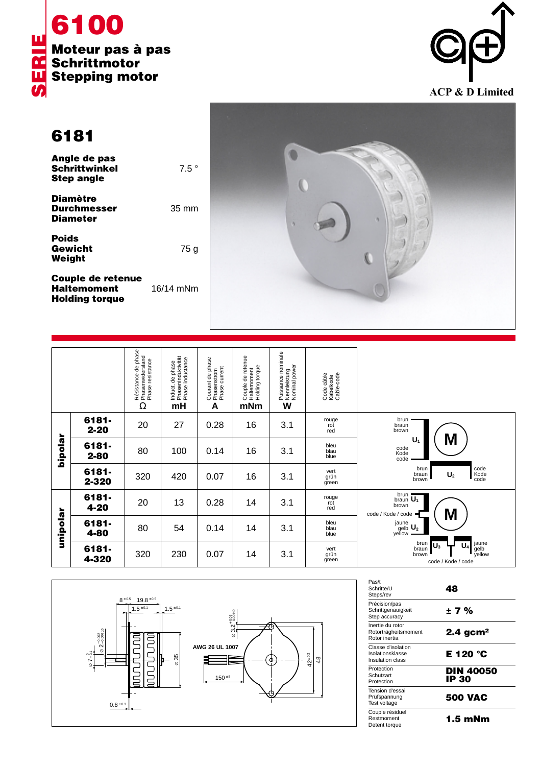# SERIE 6100

**Moteur pas à pas**
**Schrittmotor**
**Stepping motor**

ACP & D Limited

## 6181

| | |
|---|---|
| **Angle de pas / Schrittwinkel / Step angle** | 7.5 ° |
| **Diamètre / Durchmesser / Diameter** | 35 mm |
| **Poids / Gewicht / Weight** | 75 g |
| **Couple de retenue / Haltemoment / Holding torque** | 16/14 mNm |

| | | Résistance de phase / Phasenwiderstand / Phase resistance Ω | Induct. de phase / Phaseninduktivität / Phase inductance mH | Courant de phase / Phasenstrom / Phase current A | Couple de retenue / Haltemoment / Holding torque mNm | Puissance nominale / Nennleistung / Nominal power W | Code câble / Kabelkode / Cable-code |
|---|---|---|---|---|---|---|---|
| **bipolar** | **6181-2-20** | 20 | 27 | 0.28 | 16 | 3.1 | rouge / rot / red |
| | **6181-2-80** | 80 | 100 | 0.14 | 16 | 3.1 | bleu / blau / blue |
| | **6181-2-320** | 320 | 420 | 0.07 | 16 | 3.1 | vert / grün / green |
| **unipolar** | **6181-4-20** | 20 | 13 | 0.28 | 14 | 3.1 | rouge / rot / red |
| | **6181-4-80** | 80 | 54 | 0.14 | 14 | 3.1 | bleu / blau / blue |
| | **6181-4-320** | 320 | 230 | 0.07 | 14 | 3.1 | vert / grün / green |

Bipolar wiring: $U_1$: brun / braun / brown – code / Kode / code; $U_2$: brun / braun / brown – code / Kode / code

Unipolar wiring: $U_1$: brun / braun / brown; code / Kode / code; $U_2$: jaune / gelb / yellow; $U_3$: brun / braun / brown; $U_4$: jaune / gelb / yellow; code / Kode / code

Dimensions: 8 ±0.5, 19.8 ±0.5, 1.5 ±0.1, 1.5 ±0.1, ∅ 7 −0.1, ∅ 2 −0.002/−0.006 g5, ∅ 35, 0.8 ±0.3, ∅ 3.2 +0.03 H9, AWG 26 UL 1007, 150 ±5, 42 ±0.2, 48

| | |
|---|---|
| Pas/t / Schritte/U / Steps/rev | **48** |
| Précision/pas / Schrittgenauigkeit / Step accuracy | **± 7 %** |
| Inertie du rotor / Rotorträgheitsmoment / Rotor inertia | **2.4 gcm²** |
| Classe d'isolation / Isolationsklasse / Insulation class | **E 120 °C** |
| Protection / Schutzart / Protection | **DIN 40050 IP 30** |
| Tension d'essai / Prüfspannung / Test voltage | **500 VAC** |
| Couple résiduel / Restmoment / Detent torque | **1.5 mNm** |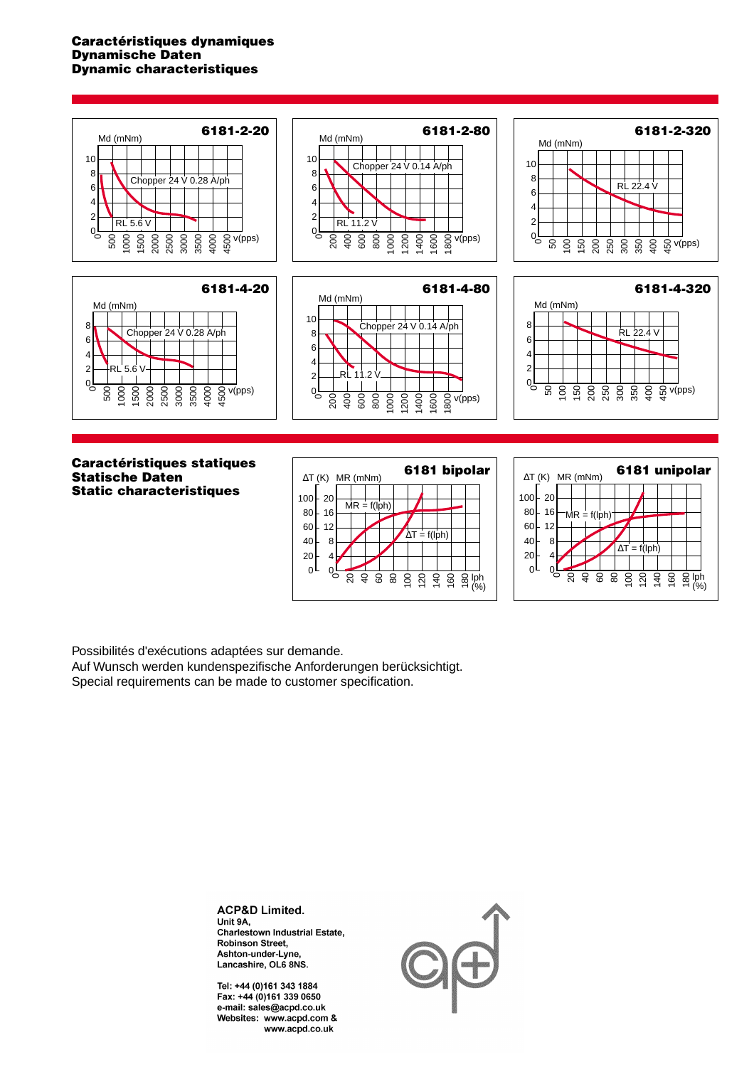**Caractéristiques dynamiques**
**Dynamische Daten**
**Dynamic characteristiques**

**6181-2-20**

Md (mNm)
10
8
6
4
2
0
Chopper 24 V 0.28 A/ph
RL 5.6 V
0 500 1000 1500 2000 2500 3000 3500 4000 4500 v(pps)

**6181-2-80**

Md (mNm)
10
8
6
4
2
0
Chopper 24 V 0.14 A/ph
RL 11.2 V
0 200 400 600 800 1000 1200 1400 1600 1800 v(pps)

**6181-2-320**

Md (mNm)
10
8
6
4
2
0
RL 22.4 V
0 50 100 150 200 250 300 350 400 450 v(pps)

**6181-4-20**

Md (mNm)
8
6
4
2
0
Chopper 24 V 0.28 A/ph
RL 5.6 V
0 500 1000 1500 2000 2500 3000 3500 4000 4500 v(pps)

**6181-4-80**

Md (mNm)
10
8
6
4
2
0
Chopper 24 V 0.14 A/ph
RL 11.2 V
0 200 400 600 800 1000 1200 1400 1600 1800 v(pps)

**6181-4-320**

Md (mNm)
8
6
4
2
0
RL 22.4 V
0 50 100 150 200 250 300 350 400 450 v(pps)

**Caractéristiques statiques**
**Statische Daten**
**Static characteristiques**

**6181 bipolar**

ΔT (K) MR (mNm)
100 20
80 16
60 12
40 8
20 4
0 0
MR = f(Iph)
ΔT = f(Iph)
0 20 40 60 80 100 120 140 160 180 Iph (%)

**6181 unipolar**

ΔT (K) MR (mNm)
100 20
80 16
60 12
40 8
20 4
0 0
MR = f(Iph)
ΔT = f(Iph)
0 20 40 60 80 100 120 140 160 180 Iph (%)

Possibilités d'exécutions adaptées sur demande.
Auf Wunsch werden kundenspezifische Anforderungen berücksichtigt.
Special requirements can be made to customer specification.

**ACP&D Limited.**
Unit 9A,
Charlestown Industrial Estate,
Robinson Street,
Ashton-under-Lyne,
Lancashire, OL6 8NS.

Tel: +44 (0)161 343 1884
Fax: +44 (0)161 339 0650
e-mail: sales@acpd.co.uk
Websites: www.acpd.com &
www.acpd.co.uk